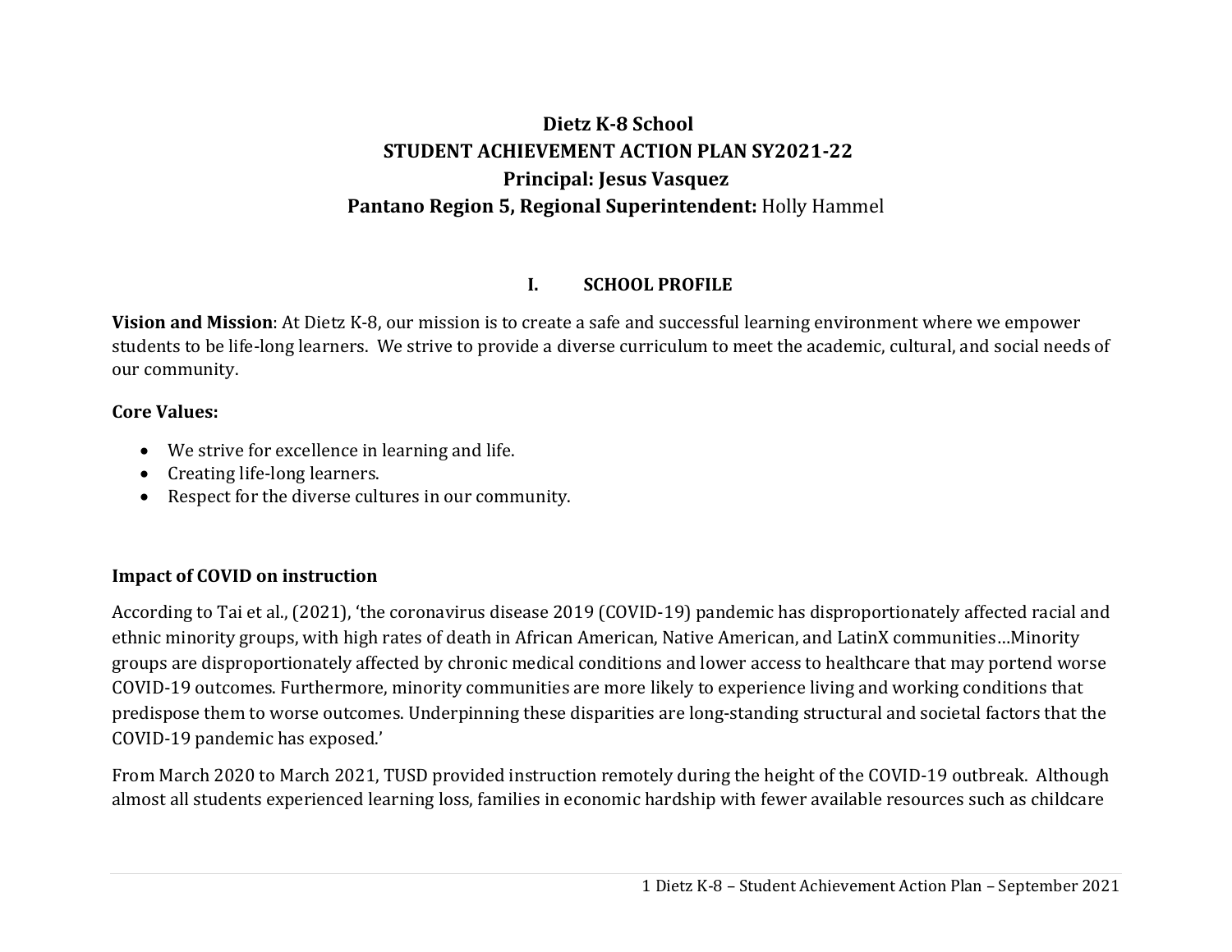# Dietz K-8 School
## STUDENT ACHIEVEMENT ACTION PLAN SY2021-22
## Principal: Jesus Vasquez
## Pantano Region 5, Regional Superintendent: Holly Hammel

## I. SCHOOL PROFILE

**Vision and Mission**: At Dietz K-8, our mission is to create a safe and successful learning environment where we empower students to be life-long learners. We strive to provide a diverse curriculum to meet the academic, cultural, and social needs of our community.

**Core Values:**

- We strive for excellence in learning and life.
- Creating life-long learners.
- Respect for the diverse cultures in our community.

### Impact of COVID on instruction

According to Tai et al., (2021), 'the coronavirus disease 2019 (COVID-19) pandemic has disproportionately affected racial and ethnic minority groups, with high rates of death in African American, Native American, and LatinX communities…Minority groups are disproportionately affected by chronic medical conditions and lower access to healthcare that may portend worse COVID-19 outcomes. Furthermore, minority communities are more likely to experience living and working conditions that predispose them to worse outcomes. Underpinning these disparities are long-standing structural and societal factors that the COVID-19 pandemic has exposed.'

From March 2020 to March 2021, TUSD provided instruction remotely during the height of the COVID-19 outbreak. Although almost all students experienced learning loss, families in economic hardship with fewer available resources such as childcare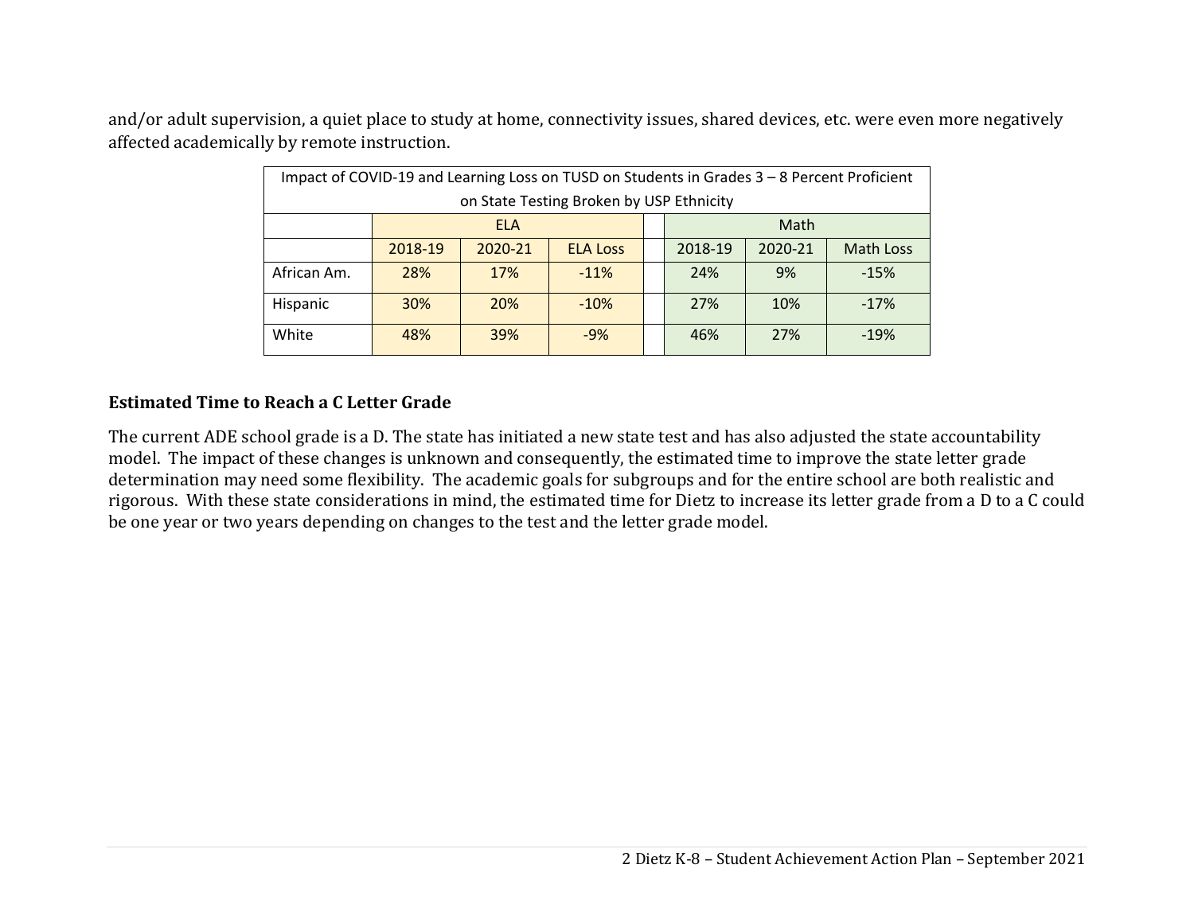and/or adult supervision, a quiet place to study at home, connectivity issues, shared devices, etc. were even more negatively affected academically by remote instruction.

| Impact of COVID-19 and Learning Loss on TUSD on Students in Grades 3 – 8 Percent Proficient on State Testing Broken by USP Ethnicity | | | | | | | |
|---|---|---|---|---|---|---|---|
| | ELA | | | | Math | | |
| | 2018-19 | 2020-21 | ELA Loss | | 2018-19 | 2020-21 | Math Loss |
| African Am. | 28% | 17% | -11% | | 24% | 9% | -15% |
| Hispanic | 30% | 20% | -10% | | 27% | 10% | -17% |
| White | 48% | 39% | -9% | | 46% | 27% | -19% |

**Estimated Time to Reach a C Letter Grade**

The current ADE school grade is a D. The state has initiated a new state test and has also adjusted the state accountability model. The impact of these changes is unknown and consequently, the estimated time to improve the state letter grade determination may need some flexibility. The academic goals for subgroups and for the entire school are both realistic and rigorous. With these state considerations in mind, the estimated time for Dietz to increase its letter grade from a D to a C could be one year or two years depending on changes to the test and the letter grade model.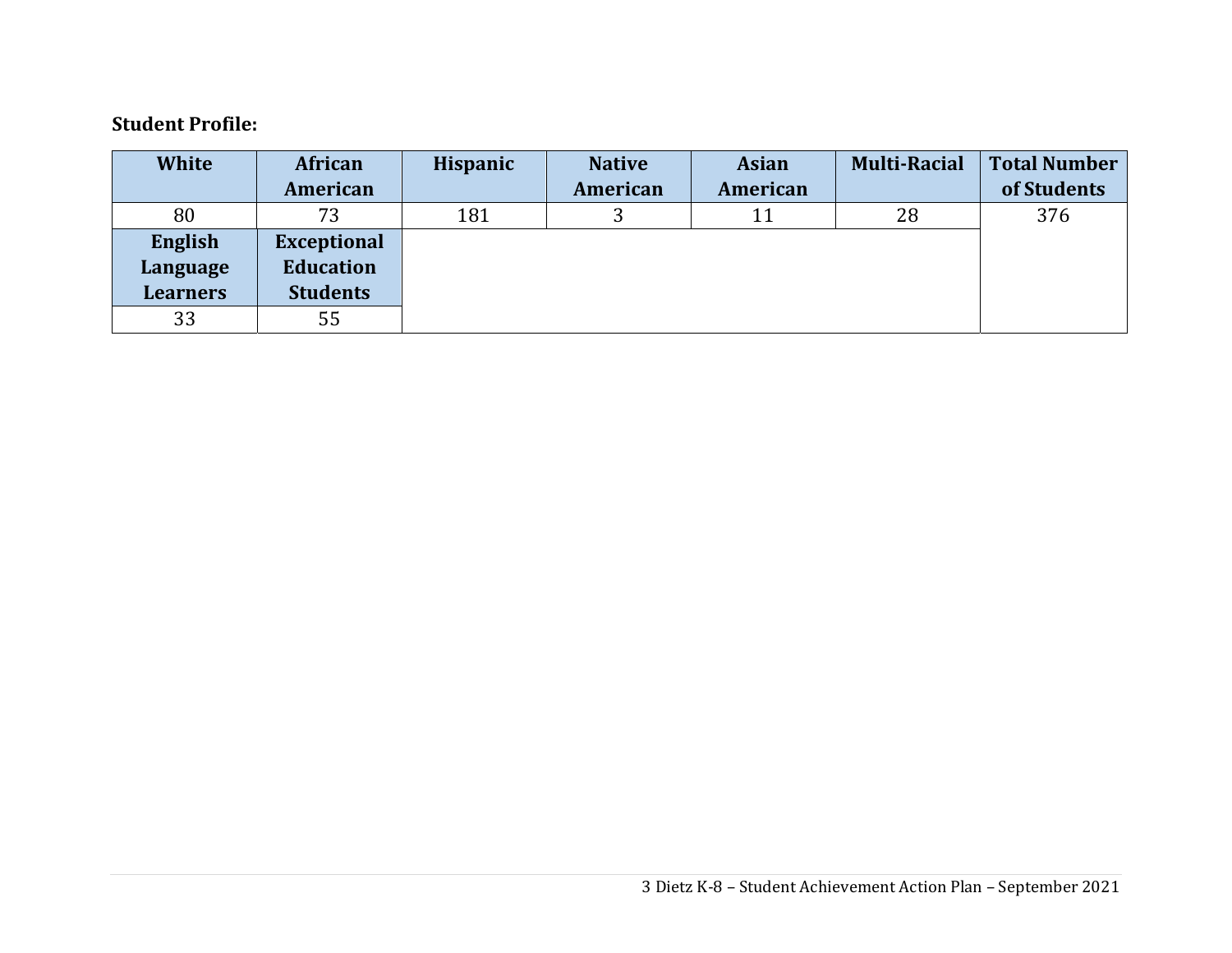**Student Profile:**

| White | African American | Hispanic | Native American | Asian American | Multi-Racial | Total Number of Students |
|---|---|---|---|---|---|---|
| 80 | 73 | 181 | 3 | 11 | 28 | 376 |
| **English Language Learners** | **Exceptional Education Students** | | | | | |
| 33 | 55 | | | | | |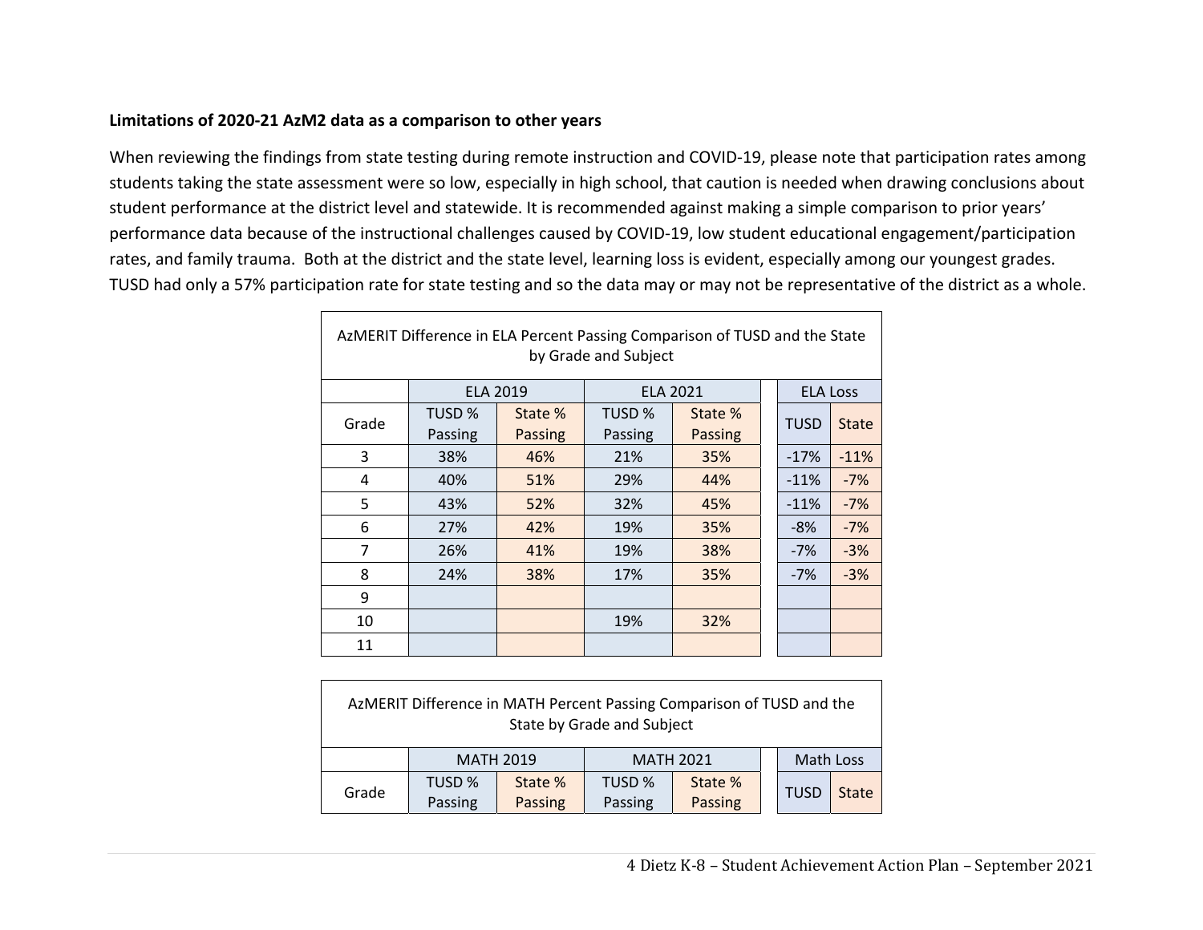**Limitations of 2020-21 AzM2 data as a comparison to other years**

When reviewing the findings from state testing during remote instruction and COVID-19, please note that participation rates among students taking the state assessment were so low, especially in high school, that caution is needed when drawing conclusions about student performance at the district level and statewide. It is recommended against making a simple comparison to prior years' performance data because of the instructional challenges caused by COVID-19, low student educational engagement/participation rates, and family trauma. Both at the district and the state level, learning loss is evident, especially among our youngest grades. TUSD had only a 57% participation rate for state testing and so the data may or may not be representative of the district as a whole.

AzMERIT Difference in ELA Percent Passing Comparison of TUSD and the State by Grade and Subject

| | ELA 2019 | | ELA 2021 | | ELA Loss | |
|---|---|---|---|---|---|---|
| Grade | TUSD % Passing | State % Passing | TUSD % Passing | State % Passing | TUSD | State |
| 3 | 38% | 46% | 21% | 35% | -17% | -11% |
| 4 | 40% | 51% | 29% | 44% | -11% | -7% |
| 5 | 43% | 52% | 32% | 45% | -11% | -7% |
| 6 | 27% | 42% | 19% | 35% | -8% | -7% |
| 7 | 26% | 41% | 19% | 38% | -7% | -3% |
| 8 | 24% | 38% | 17% | 35% | -7% | -3% |
| 9 | | | | | | |
| 10 | | | 19% | 32% | | |
| 11 | | | | | | |

AzMERIT Difference in MATH Percent Passing Comparison of TUSD and the State by Grade and Subject

| | MATH 2019 | | MATH 2021 | | Math Loss | |
|---|---|---|---|---|---|---|
| Grade | TUSD % Passing | State % Passing | TUSD % Passing | State % Passing | TUSD | State |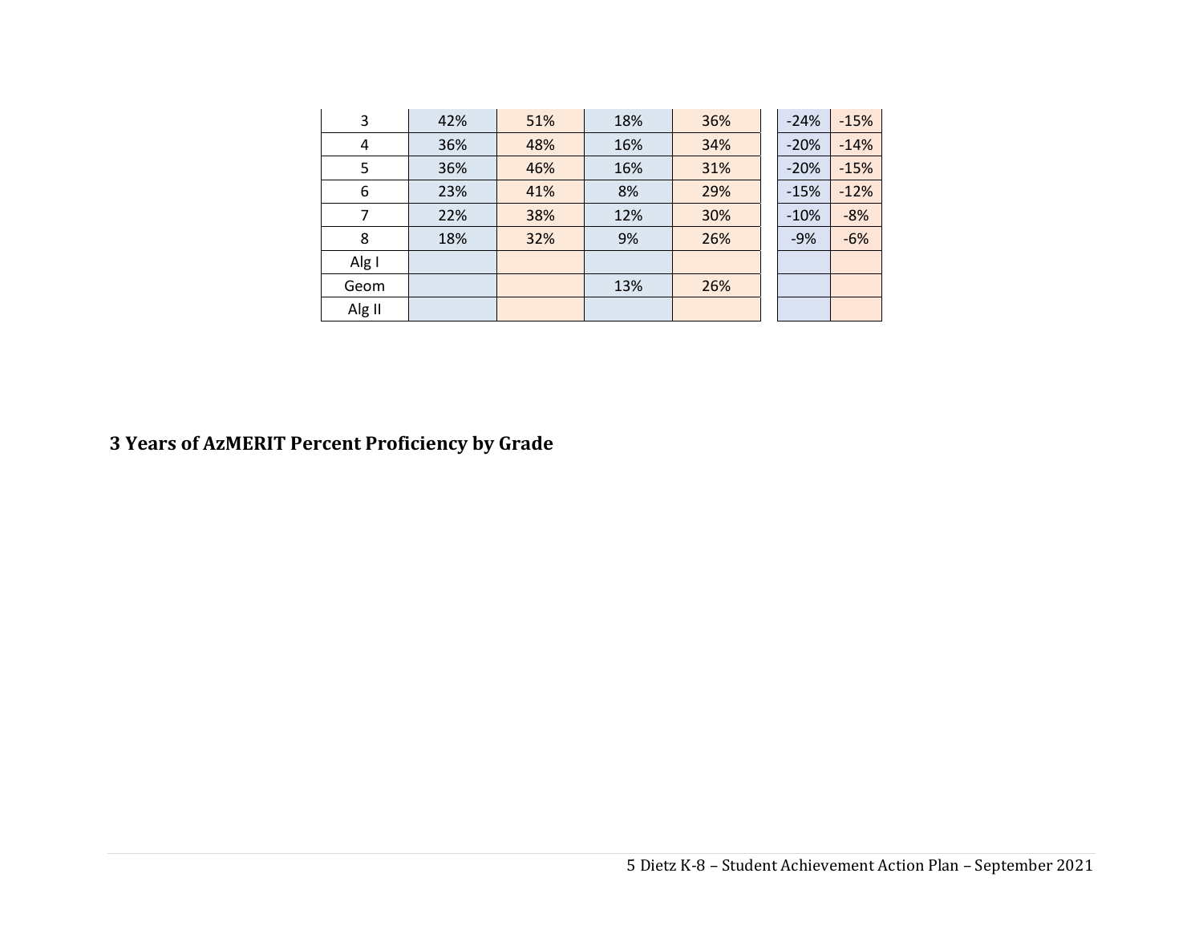| | | | | | | | |
|---|---|---|---|---|---|---|---|
| 3 | 42% | 51% | 18% | 36% | | -24% | -15% |
| 4 | 36% | 48% | 16% | 34% | | -20% | -14% |
| 5 | 36% | 46% | 16% | 31% | | -20% | -15% |
| 6 | 23% | 41% | 8% | 29% | | -15% | -12% |
| 7 | 22% | 38% | 12% | 30% | | -10% | -8% |
| 8 | 18% | 32% | 9% | 26% | | -9% | -6% |
| Alg I | | | | | | | |
| Geom | | | 13% | 26% | | | |
| Alg II | | | | | | | |

**3 Years of AzMERIT Percent Proficiency by Grade**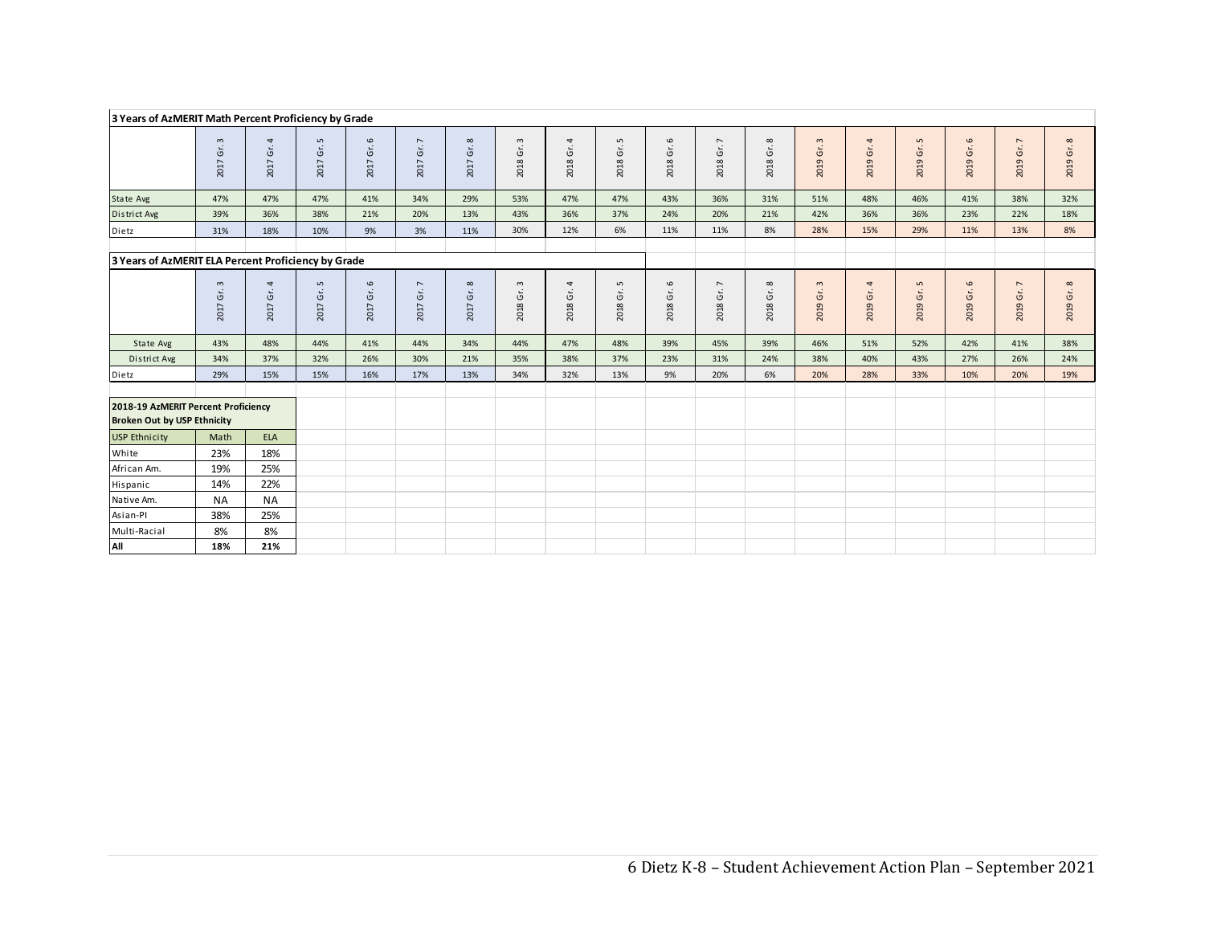**3 Years of AzMERIT Math Percent Proficiency by Grade**

| | 2017 Gr. 3 | 2017 Gr. 4 | 2017 Gr. 5 | 2017 Gr. 6 | 2017 Gr. 7 | 2017 Gr. 8 | 2018 Gr. 3 | 2018 Gr. 4 | 2018 Gr. 5 | 2018 Gr. 6 | 2018 Gr. 7 | 2018 Gr. 8 | 2019 Gr. 3 | 2019 Gr. 4 | 2019 Gr. 5 | 2019 Gr. 6 | 2019 Gr. 7 | 2019 Gr. 8 |
|---|---|---|---|---|---|---|---|---|---|---|---|---|---|---|---|---|---|---|
| State Avg | 47% | 47% | 47% | 41% | 34% | 29% | 53% | 47% | 47% | 43% | 36% | 31% | 51% | 48% | 46% | 41% | 38% | 32% |
| District Avg | 39% | 36% | 38% | 21% | 20% | 13% | 43% | 36% | 37% | 24% | 20% | 21% | 42% | 36% | 36% | 23% | 22% | 18% |
| Dietz | 31% | 18% | 10% | 9% | 3% | 11% | 30% | 12% | 6% | 11% | 11% | 8% | 28% | 15% | 29% | 11% | 13% | 8% |

**3 Years of AzMERIT ELA Percent Proficiency by Grade**

| | 2017 Gr. 3 | 2017 Gr. 4 | 2017 Gr. 5 | 2017 Gr. 6 | 2017 Gr. 7 | 2017 Gr. 8 | 2018 Gr. 3 | 2018 Gr. 4 | 2018 Gr. 5 | 2018 Gr. 6 | 2018 Gr. 7 | 2018 Gr. 8 | 2019 Gr. 3 | 2019 Gr. 4 | 2019 Gr. 5 | 2019 Gr. 6 | 2019 Gr. 7 | 2019 Gr. 8 |
|---|---|---|---|---|---|---|---|---|---|---|---|---|---|---|---|---|---|---|
| State Avg | 43% | 48% | 44% | 41% | 44% | 34% | 44% | 47% | 48% | 39% | 45% | 39% | 46% | 51% | 52% | 42% | 41% | 38% |
| District Avg | 34% | 37% | 32% | 26% | 30% | 21% | 35% | 38% | 37% | 23% | 31% | 24% | 38% | 40% | 43% | 27% | 26% | 24% |
| Dietz | 29% | 15% | 15% | 16% | 17% | 13% | 34% | 32% | 13% | 9% | 20% | 6% | 20% | 28% | 33% | 10% | 20% | 19% |

**2018-19 AzMERIT Percent Proficiency Broken Out by USP Ethnicity**

| USP Ethnicity | Math | ELA |
|---|---|---|
| White | 23% | 18% |
| African Am. | 19% | 25% |
| Hispanic | 14% | 22% |
| Native Am. | NA | NA |
| Asian-PI | 38% | 25% |
| Multi-Racial | 8% | 8% |
| **All** | **18%** | **21%** |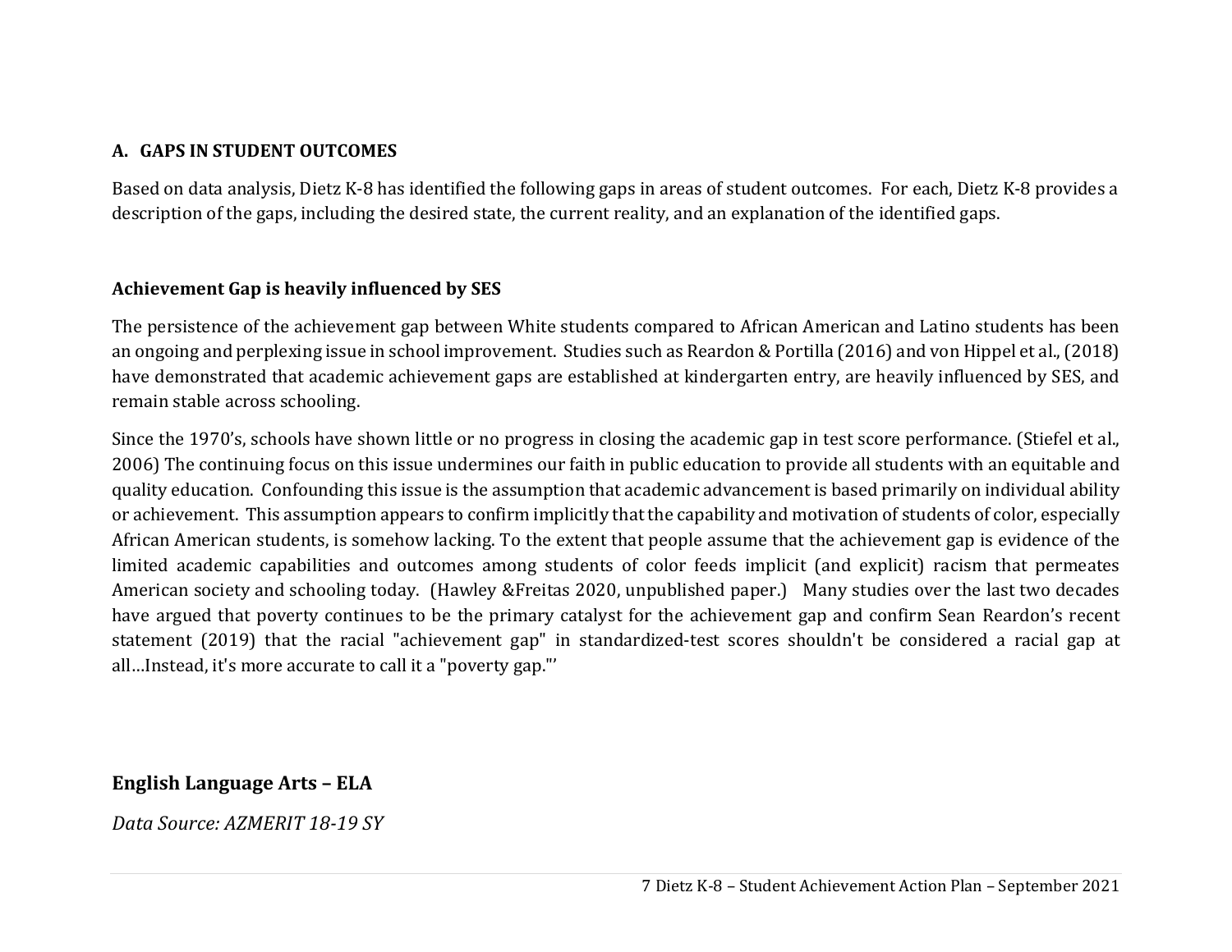## A. GAPS IN STUDENT OUTCOMES

Based on data analysis, Dietz K-8 has identified the following gaps in areas of student outcomes. For each, Dietz K-8 provides a description of the gaps, including the desired state, the current reality, and an explanation of the identified gaps.

### Achievement Gap is heavily influenced by SES

The persistence of the achievement gap between White students compared to African American and Latino students has been an ongoing and perplexing issue in school improvement. Studies such as Reardon & Portilla (2016) and von Hippel et al., (2018) have demonstrated that academic achievement gaps are established at kindergarten entry, are heavily influenced by SES, and remain stable across schooling.

Since the 1970's, schools have shown little or no progress in closing the academic gap in test score performance. (Stiefel et al., 2006) The continuing focus on this issue undermines our faith in public education to provide all students with an equitable and quality education. Confounding this issue is the assumption that academic advancement is based primarily on individual ability or achievement. This assumption appears to confirm implicitly that the capability and motivation of students of color, especially African American students, is somehow lacking. To the extent that people assume that the achievement gap is evidence of the limited academic capabilities and outcomes among students of color feeds implicit (and explicit) racism that permeates American society and schooling today. (Hawley &Freitas 2020, unpublished paper.) Many studies over the last two decades have argued that poverty continues to be the primary catalyst for the achievement gap and confirm Sean Reardon's recent statement (2019) that the racial "achievement gap" in standardized-test scores shouldn't be considered a racial gap at all…Instead, it's more accurate to call it a "poverty gap."'

## English Language Arts – ELA

*Data Source: AZMERIT 18-19 SY*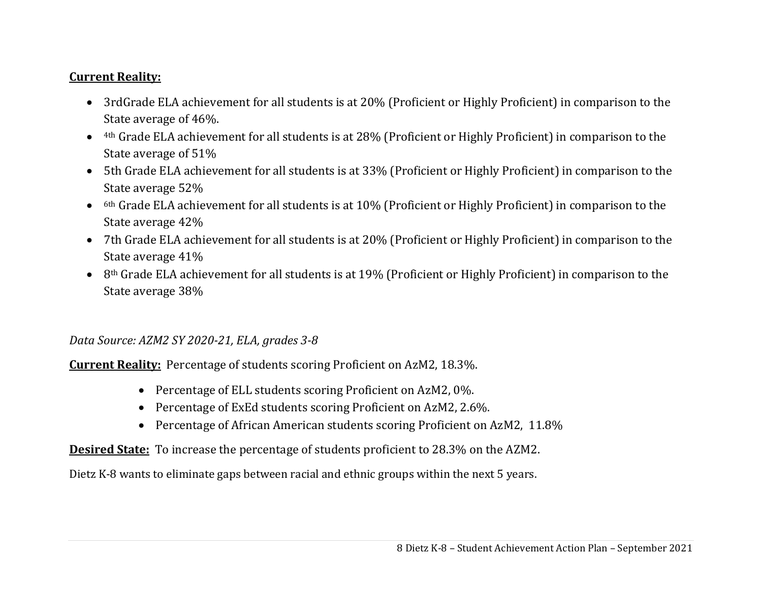**Current Reality:**

- 3rdGrade ELA achievement for all students is at 20% (Proficient or Highly Proficient) in comparison to the State average of 46%.
- 4th Grade ELA achievement for all students is at 28% (Proficient or Highly Proficient) in comparison to the State average of 51%
- 5th Grade ELA achievement for all students is at 33% (Proficient or Highly Proficient) in comparison to the State average 52%
- 6th Grade ELA achievement for all students is at 10% (Proficient or Highly Proficient) in comparison to the State average 42%
- 7th Grade ELA achievement for all students is at 20% (Proficient or Highly Proficient) in comparison to the State average 41%
- 8th Grade ELA achievement for all students is at 19% (Proficient or Highly Proficient) in comparison to the State average 38%

*Data Source: AZM2 SY 2020-21, ELA, grades 3-8*

**Current Reality:** Percentage of students scoring Proficient on AzM2, 18.3%.

- Percentage of ELL students scoring Proficient on AzM2, 0%.
- Percentage of ExEd students scoring Proficient on AzM2, 2.6%.
- Percentage of African American students scoring Proficient on AzM2, 11.8%

**Desired State:** To increase the percentage of students proficient to 28.3% on the AZM2.

Dietz K-8 wants to eliminate gaps between racial and ethnic groups within the next 5 years.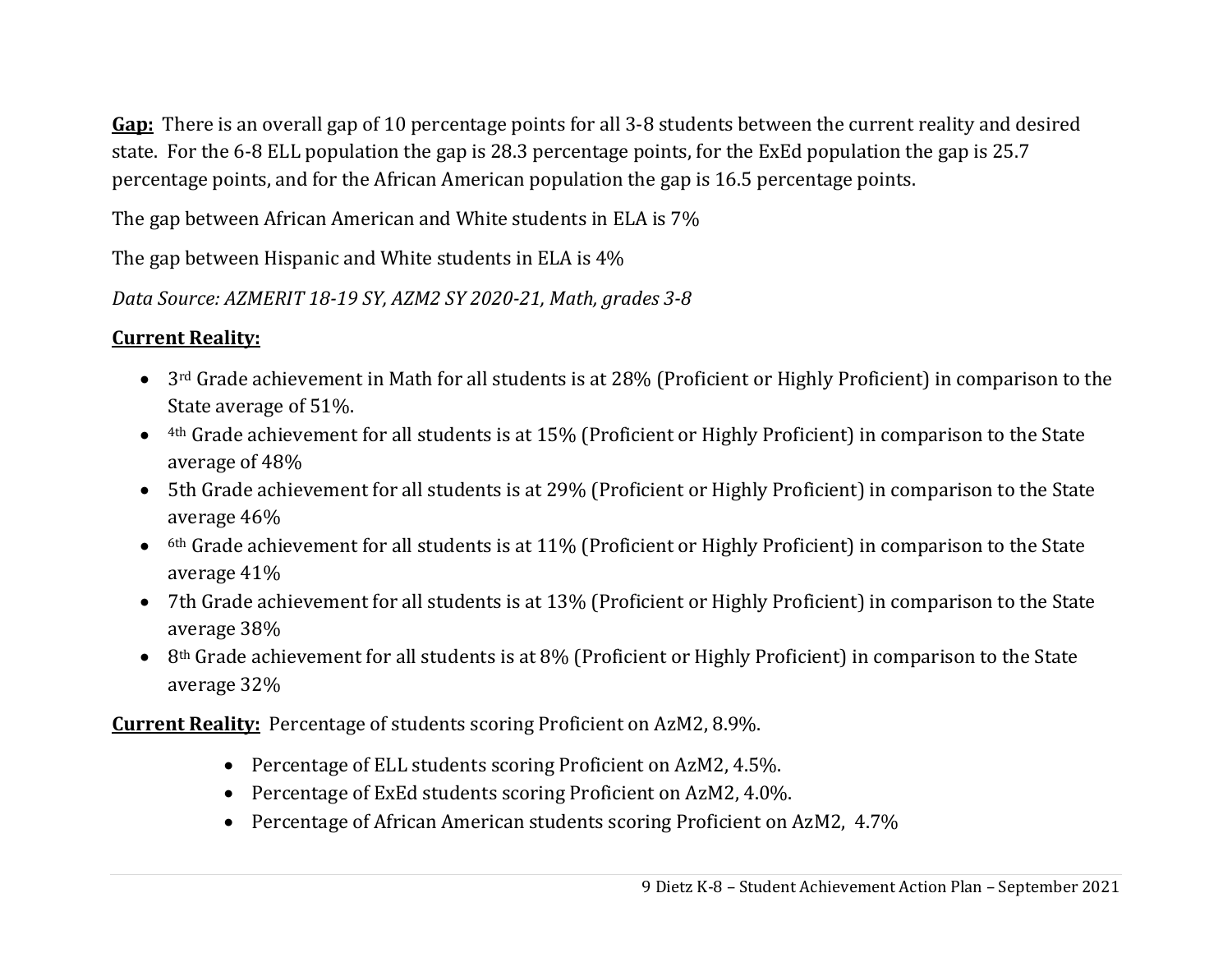**Gap:** There is an overall gap of 10 percentage points for all 3-8 students between the current reality and desired state. For the 6-8 ELL population the gap is 28.3 percentage points, for the ExEd population the gap is 25.7 percentage points, and for the African American population the gap is 16.5 percentage points.

The gap between African American and White students in ELA is 7%

The gap between Hispanic and White students in ELA is 4%

*Data Source: AZMERIT 18-19 SY, AZM2 SY 2020-21, Math, grades 3-8*

**Current Reality:**

- 3rd Grade achievement in Math for all students is at 28% (Proficient or Highly Proficient) in comparison to the State average of 51%.
- 4th Grade achievement for all students is at 15% (Proficient or Highly Proficient) in comparison to the State average of 48%
- 5th Grade achievement for all students is at 29% (Proficient or Highly Proficient) in comparison to the State average 46%
- 6th Grade achievement for all students is at 11% (Proficient or Highly Proficient) in comparison to the State average 41%
- 7th Grade achievement for all students is at 13% (Proficient or Highly Proficient) in comparison to the State average 38%
- 8th Grade achievement for all students is at 8% (Proficient or Highly Proficient) in comparison to the State average 32%

**Current Reality:** Percentage of students scoring Proficient on AzM2, 8.9%.

- Percentage of ELL students scoring Proficient on AzM2, 4.5%.
- Percentage of ExEd students scoring Proficient on AzM2, 4.0%.
- Percentage of African American students scoring Proficient on AzM2, 4.7%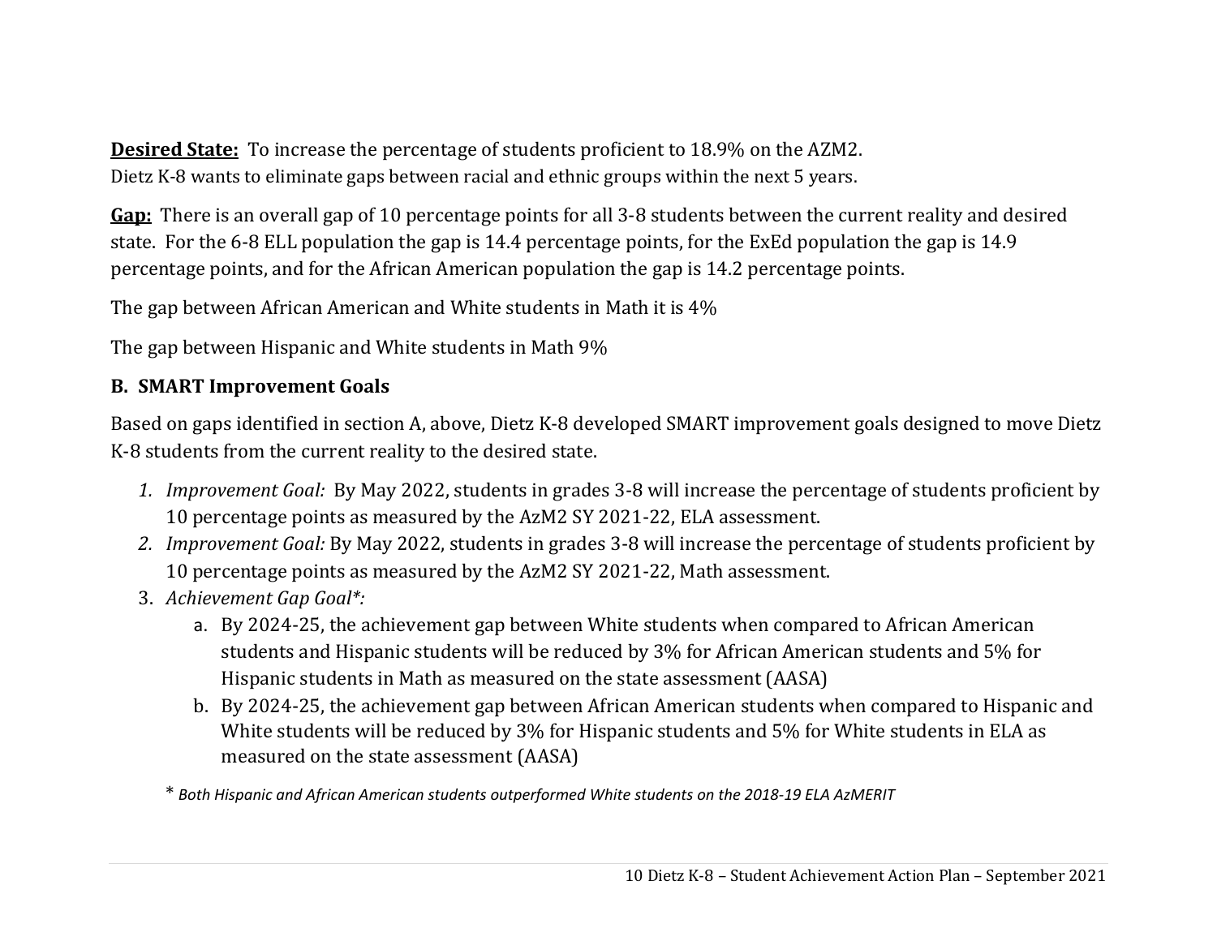**<u>Desired State:</u>** To increase the percentage of students proficient to 18.9% on the AZM2.
Dietz K-8 wants to eliminate gaps between racial and ethnic groups within the next 5 years.

**<u>Gap:</u>** There is an overall gap of 10 percentage points for all 3-8 students between the current reality and desired state. For the 6-8 ELL population the gap is 14.4 percentage points, for the ExEd population the gap is 14.9 percentage points, and for the African American population the gap is 14.2 percentage points.

The gap between African American and White students in Math it is 4%

The gap between Hispanic and White students in Math 9%

### B. SMART Improvement Goals

Based on gaps identified in section A, above, Dietz K-8 developed SMART improvement goals designed to move Dietz K-8 students from the current reality to the desired state.

1. *Improvement Goal:* By May 2022, students in grades 3-8 will increase the percentage of students proficient by 10 percentage points as measured by the AzM2 SY 2021-22, ELA assessment.
2. *Improvement Goal:* By May 2022, students in grades 3-8 will increase the percentage of students proficient by 10 percentage points as measured by the AzM2 SY 2021-22, Math assessment.
3. *Achievement Gap Goal*:*
   a. By 2024-25, the achievement gap between White students when compared to African American students and Hispanic students will be reduced by 3% for African American students and 5% for Hispanic students in Math as measured on the state assessment (AASA)
   b. By 2024-25, the achievement gap between African American students when compared to Hispanic and White students will be reduced by 3% for Hispanic students and 5% for White students in ELA as measured on the state assessment (AASA)

\* *Both Hispanic and African American students outperformed White students on the 2018-19 ELA AzMERIT*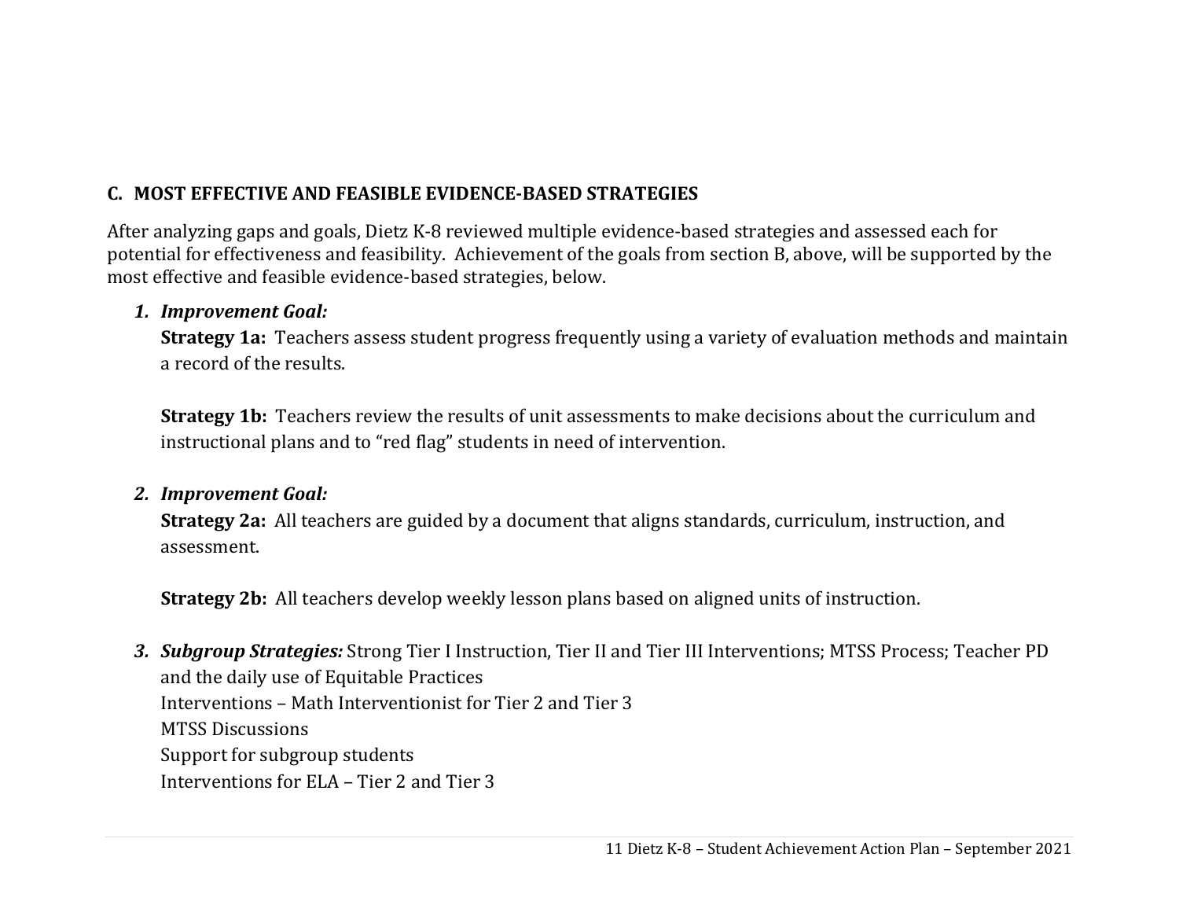## C. MOST EFFECTIVE AND FEASIBLE EVIDENCE-BASED STRATEGIES

After analyzing gaps and goals, Dietz K-8 reviewed multiple evidence-based strategies and assessed each for potential for effectiveness and feasibility. Achievement of the goals from section B, above, will be supported by the most effective and feasible evidence-based strategies, below.

1. ***Improvement Goal:***

   **Strategy 1a:** Teachers assess student progress frequently using a variety of evaluation methods and maintain a record of the results.

   **Strategy 1b:** Teachers review the results of unit assessments to make decisions about the curriculum and instructional plans and to "red flag" students in need of intervention.

2. ***Improvement Goal:***

   **Strategy 2a:** All teachers are guided by a document that aligns standards, curriculum, instruction, and assessment.

   **Strategy 2b:** All teachers develop weekly lesson plans based on aligned units of instruction.

3. ***Subgroup Strategies:*** Strong Tier I Instruction, Tier II and Tier III Interventions; MTSS Process; Teacher PD and the daily use of Equitable Practices
   Interventions – Math Interventionist for Tier 2 and Tier 3
   MTSS Discussions
   Support for subgroup students
   Interventions for ELA – Tier 2 and Tier 3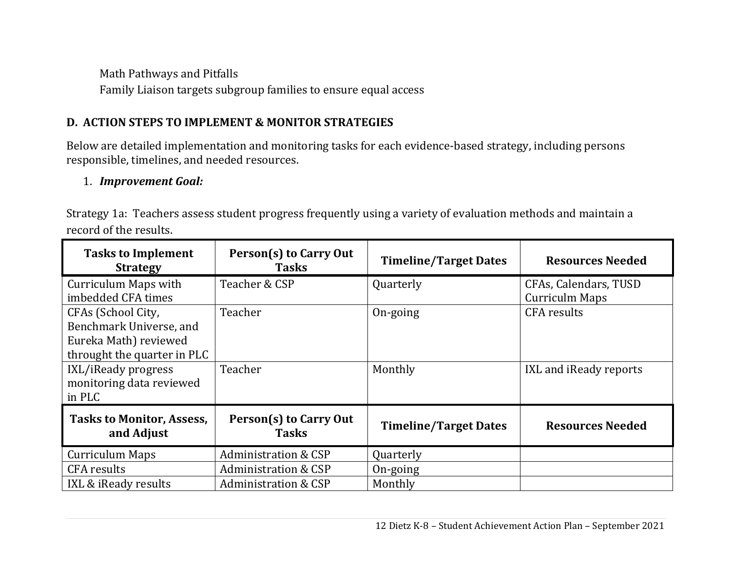Math Pathways and Pitfalls
Family Liaison targets subgroup families to ensure equal access

## D. ACTION STEPS TO IMPLEMENT & MONITOR STRATEGIES

Below are detailed implementation and monitoring tasks for each evidence-based strategy, including persons responsible, timelines, and needed resources.

1. ***Improvement Goal:***

Strategy 1a: Teachers assess student progress frequently using a variety of evaluation methods and maintain a record of the results.

| Tasks to Implement Strategy | Person(s) to Carry Out Tasks | Timeline/Target Dates | Resources Needed |
|---|---|---|---|
| Curriculum Maps with imbedded CFA times | Teacher & CSP | Quarterly | CFAs, Calendars, TUSD Curriculm Maps |
| CFAs (School City, Benchmark Universe, and Eureka Math) reviewed throught the quarter in PLC | Teacher | On-going | CFA results |
| IXL/iReady progress monitoring data reviewed in PLC | Teacher | Monthly | IXL and iReady reports |
| **Tasks to Monitor, Assess, and Adjust** | **Person(s) to Carry Out Tasks** | **Timeline/Target Dates** | **Resources Needed** |
| Curriculum Maps | Administration & CSP | Quarterly | |
| CFA results | Administration & CSP | On-going | |
| IXL & iReady results | Administration & CSP | Monthly | |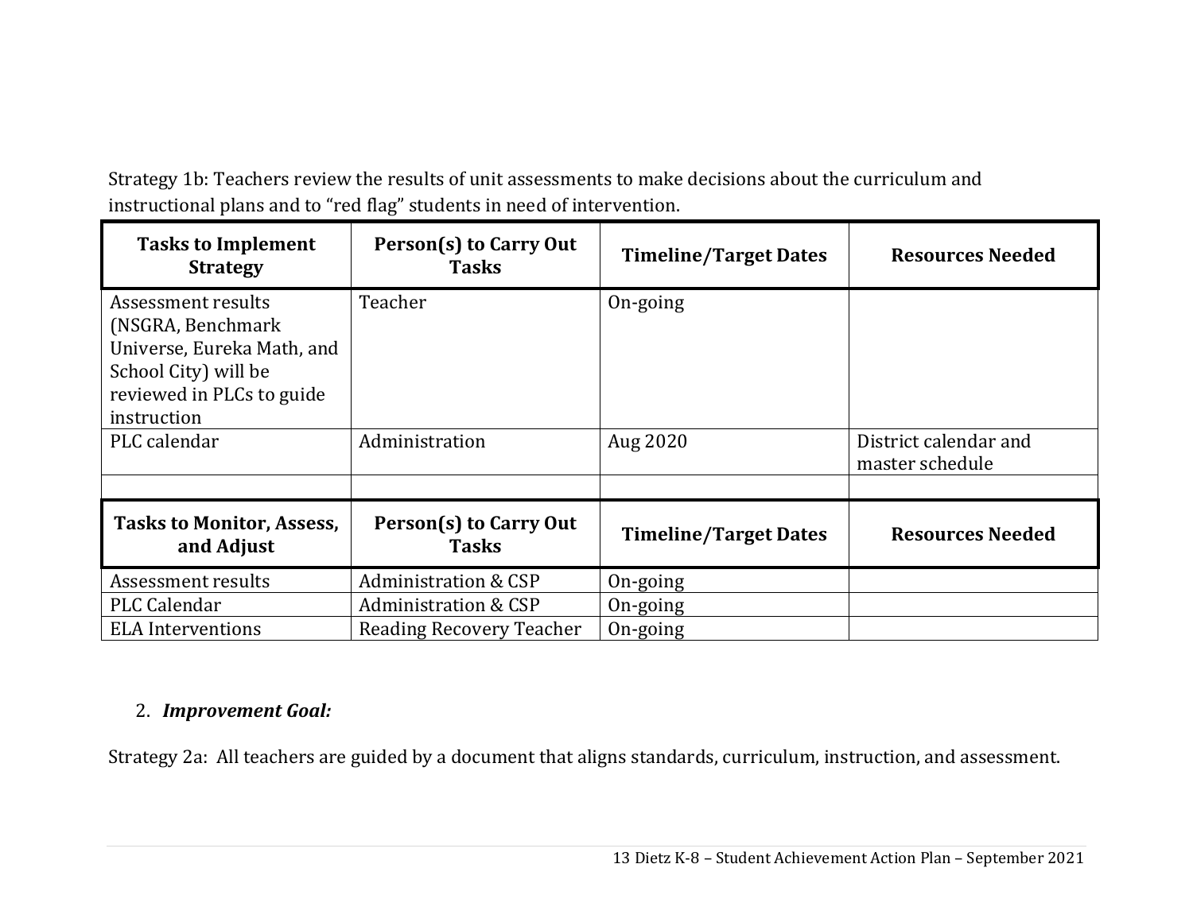Strategy 1b: Teachers review the results of unit assessments to make decisions about the curriculum and instructional plans and to “red flag” students in need of intervention.

| Tasks to Implement Strategy | Person(s) to Carry Out Tasks | Timeline/Target Dates | Resources Needed |
|---|---|---|---|
| Assessment results (NSGRA, Benchmark Universe, Eureka Math, and School City) will be reviewed in PLCs to guide instruction | Teacher | On-going | |
| PLC calendar | Administration | Aug 2020 | District calendar and master schedule |
| | | | |
| **Tasks to Monitor, Assess, and Adjust** | **Person(s) to Carry Out Tasks** | **Timeline/Target Dates** | **Resources Needed** |
| Assessment results | Administration & CSP | On-going | |
| PLC Calendar | Administration & CSP | On-going | |
| ELA Interventions | Reading Recovery Teacher | On-going | |

2. ***Improvement Goal:***

Strategy 2a: All teachers are guided by a document that aligns standards, curriculum, instruction, and assessment.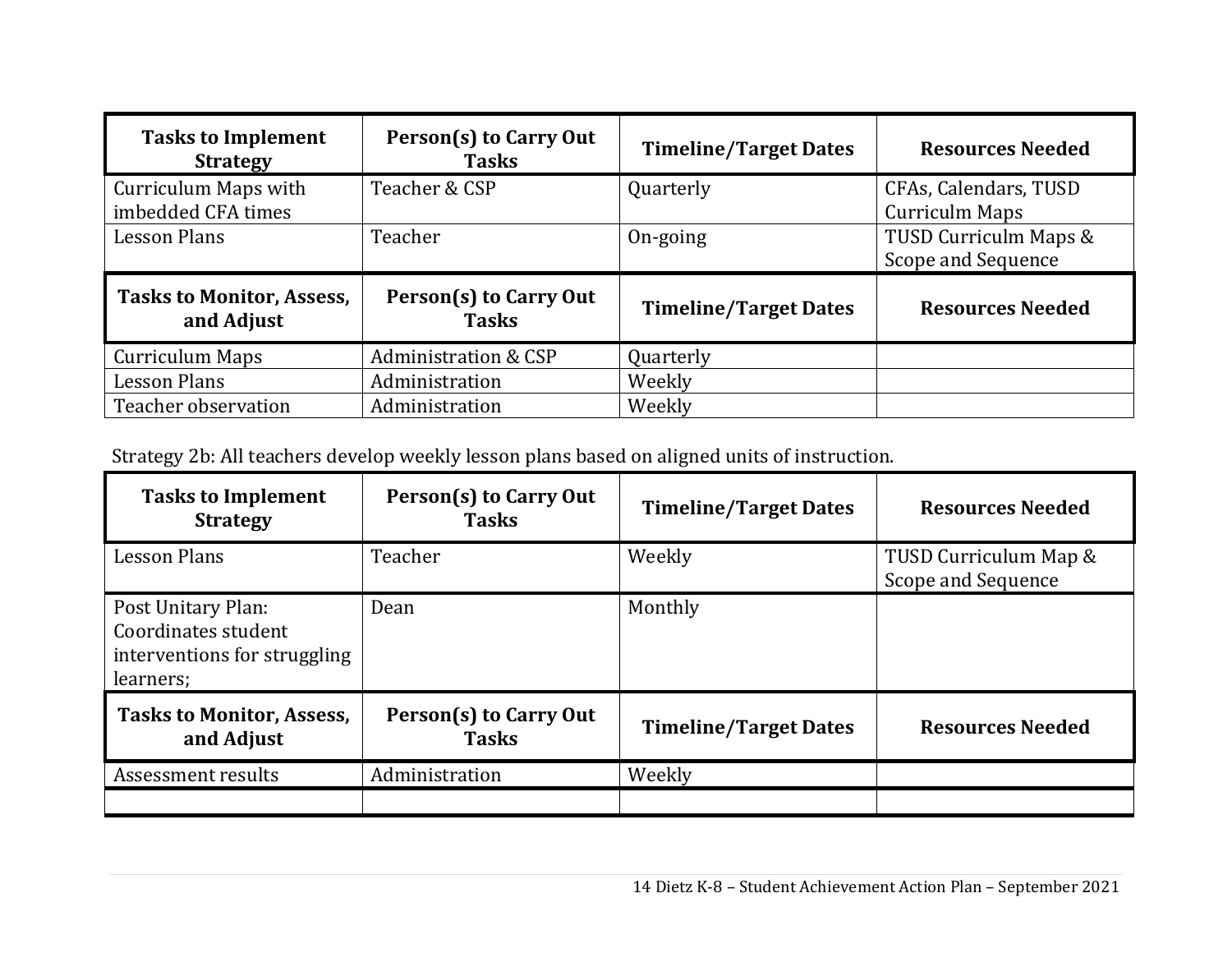| Tasks to Implement Strategy | Person(s) to Carry Out Tasks | Timeline/Target Dates | Resources Needed |
|---|---|---|---|
| Curriculum Maps with imbedded CFA times | Teacher & CSP | Quarterly | CFAs, Calendars, TUSD Curriculm Maps |
| Lesson Plans | Teacher | On-going | TUSD Curriculm Maps & Scope and Sequence |

| Tasks to Monitor, Assess, and Adjust | Person(s) to Carry Out Tasks | Timeline/Target Dates | Resources Needed |
|---|---|---|---|
| Curriculum Maps | Administration & CSP | Quarterly | |
| Lesson Plans | Administration | Weekly | |
| Teacher observation | Administration | Weekly | |

Strategy 2b: All teachers develop weekly lesson plans based on aligned units of instruction.

| Tasks to Implement Strategy | Person(s) to Carry Out Tasks | Timeline/Target Dates | Resources Needed |
|---|---|---|---|
| Lesson Plans | Teacher | Weekly | TUSD Curriculum Map & Scope and Sequence |
| Post Unitary Plan: Coordinates student interventions for struggling learners; | Dean | Monthly | |

| Tasks to Monitor, Assess, and Adjust | Person(s) to Carry Out Tasks | Timeline/Target Dates | Resources Needed |
|---|---|---|---|
| Assessment results | Administration | Weekly | |
| | | | |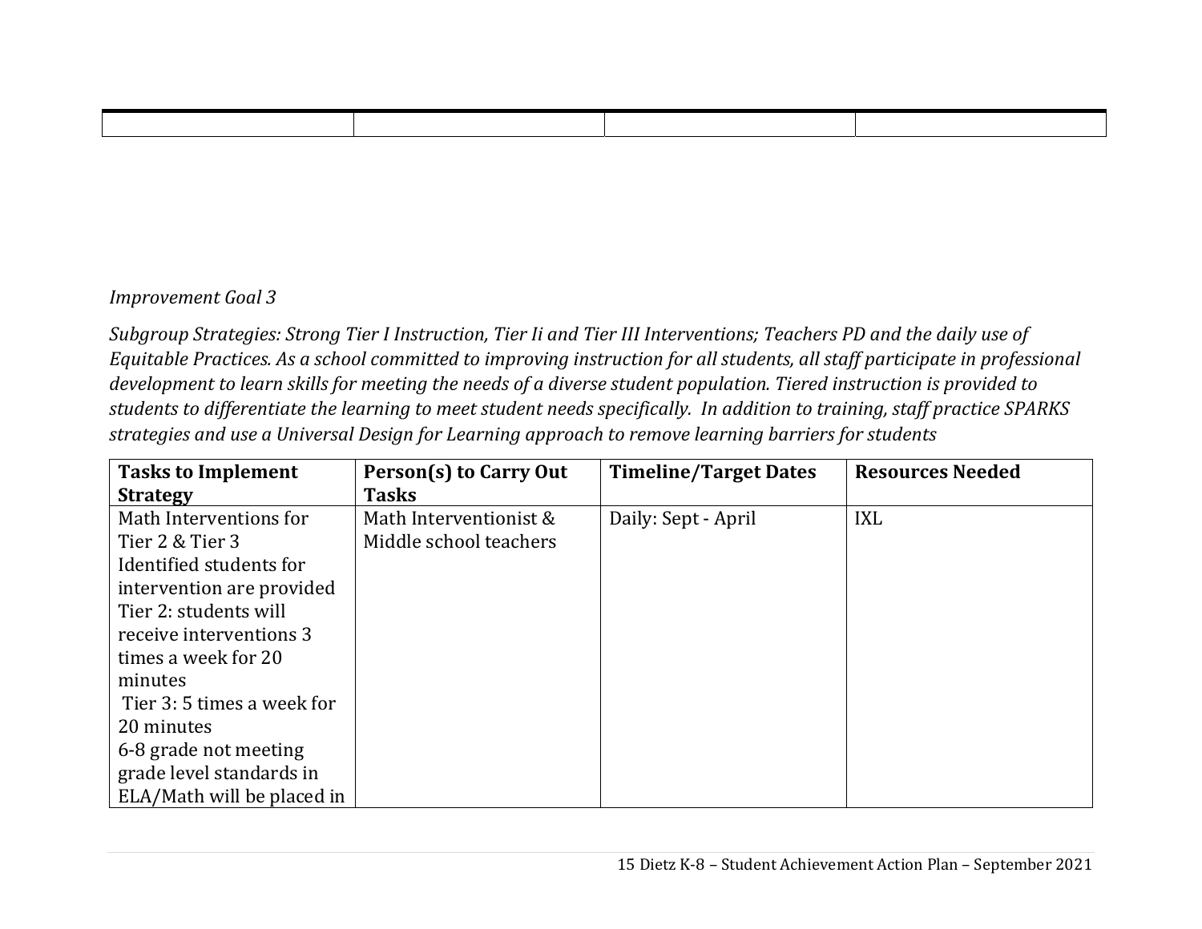| | | | |
|---|---|---|---|
| | | | |

*Improvement Goal 3*

*Subgroup Strategies: Strong Tier I Instruction, Tier Ii and Tier III Interventions; Teachers PD and the daily use of Equitable Practices. As a school committed to improving instruction for all students, all staff participate in professional development to learn skills for meeting the needs of a diverse student population. Tiered instruction is provided to students to differentiate the learning to meet student needs specifically. In addition to training, staff practice SPARKS strategies and use a Universal Design for Learning approach to remove learning barriers for students*

| Tasks to Implement Strategy | Person(s) to Carry Out Tasks | Timeline/Target Dates | Resources Needed |
|---|---|---|---|
| Math Interventions for Tier 2 & Tier 3<br>Identified students for intervention are provided<br>Tier 2: students will receive interventions 3 times a week for 20 minutes<br>Tier 3: 5 times a week for 20 minutes<br>6-8 grade not meeting grade level standards in ELA/Math will be placed in | Math Interventionist & Middle school teachers | Daily: Sept - April | IXL |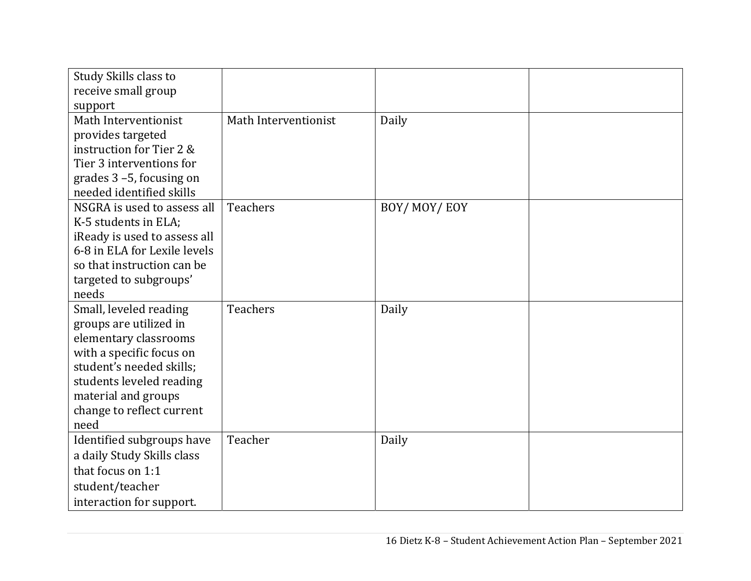| | | | |
|---|---|---|---|
| Study Skills class to receive small group support | | | |
| Math Interventionist provides targeted instruction for Tier 2 & Tier 3 interventions for grades 3 –5, focusing on needed identified skills | Math Interventionist | Daily | |
| NSGRA is used to assess all K-5 students in ELA; iReady is used to assess all 6-8 in ELA for Lexile levels so that instruction can be targeted to subgroups' needs | Teachers | BOY/ MOY/ EOY | |
| Small, leveled reading groups are utilized in elementary classrooms with a specific focus on student's needed skills; students leveled reading material and groups change to reflect current need | Teachers | Daily | |
| Identified subgroups have a daily Study Skills class that focus on 1:1 student/teacher interaction for support. | Teacher | Daily | |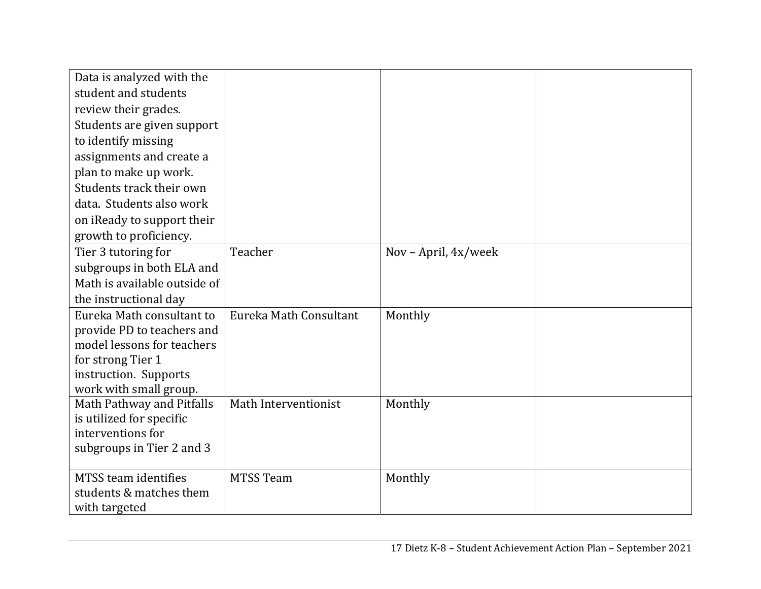| | | | |
|---|---|---|---|
| Data is analyzed with the student and students review their grades. Students are given support to identify missing assignments and create a plan to make up work. Students track their own data. Students also work on iReady to support their growth to proficiency. | | | |
| Tier 3 tutoring for subgroups in both ELA and Math is available outside of the instructional day | Teacher | Nov – April, 4x/week | |
| Eureka Math consultant to provide PD to teachers and model lessons for teachers for strong Tier 1 instruction. Supports work with small group. | Eureka Math Consultant | Monthly | |
| Math Pathway and Pitfalls is utilized for specific interventions for subgroups in Tier 2 and 3 | Math Interventionist | Monthly | |
| MTSS team identifies students & matches them with targeted | MTSS Team | Monthly | |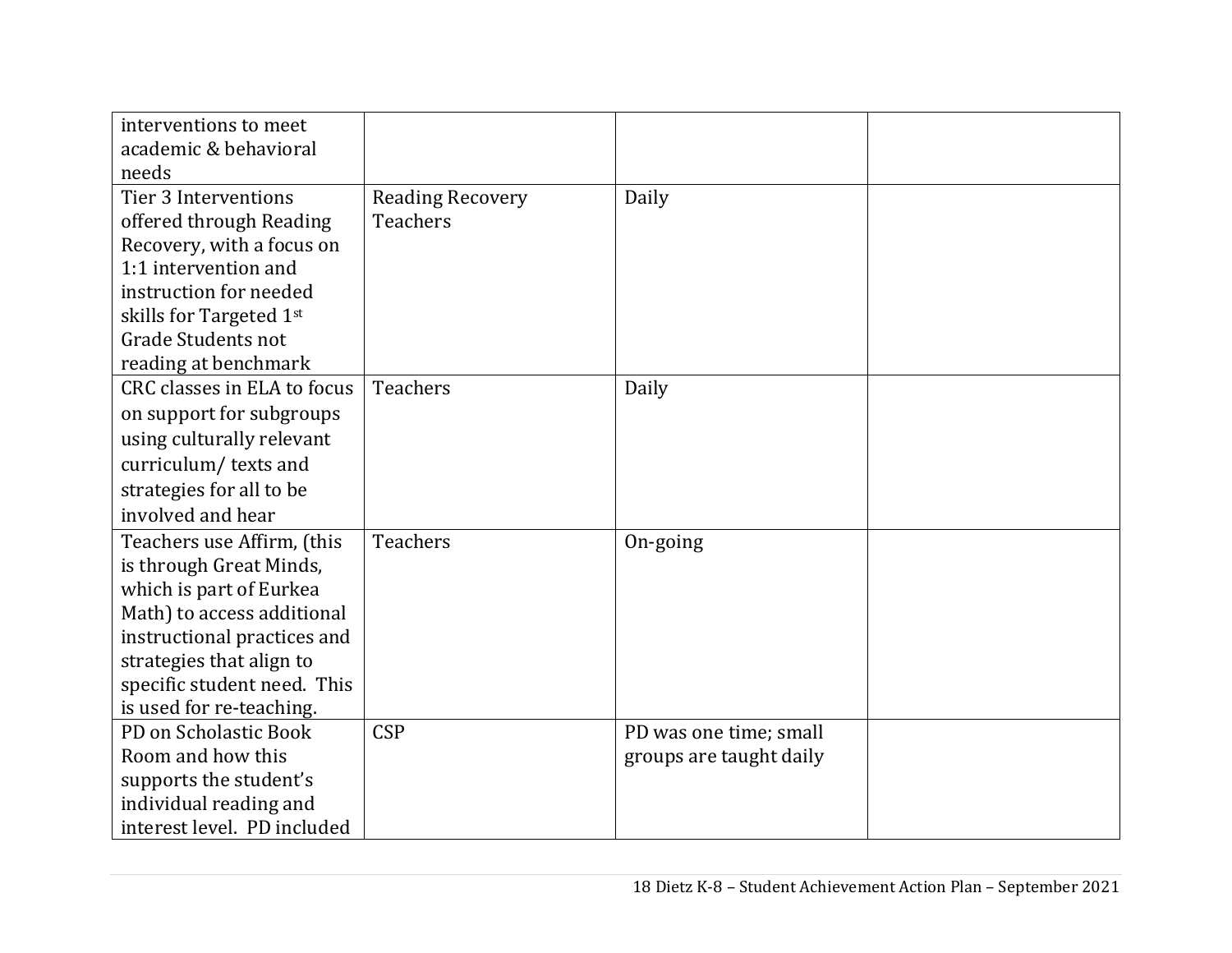| | | | |
|---|---|---|---|
| interventions to meet academic & behavioral needs | | | |
| Tier 3 Interventions offered through Reading Recovery, with a focus on 1:1 intervention and instruction for needed skills for Targeted 1st Grade Students not reading at benchmark | Reading Recovery Teachers | Daily | |
| CRC classes in ELA to focus on support for subgroups using culturally relevant curriculum/ texts and strategies for all to be involved and hear | Teachers | Daily | |
| Teachers use Affirm, (this is through Great Minds, which is part of Eurkea Math) to access additional instructional practices and strategies that align to specific student need. This is used for re-teaching. | Teachers | On-going | |
| PD on Scholastic Book Room and how this supports the student's individual reading and interest level. PD included | CSP | PD was one time; small groups are taught daily | |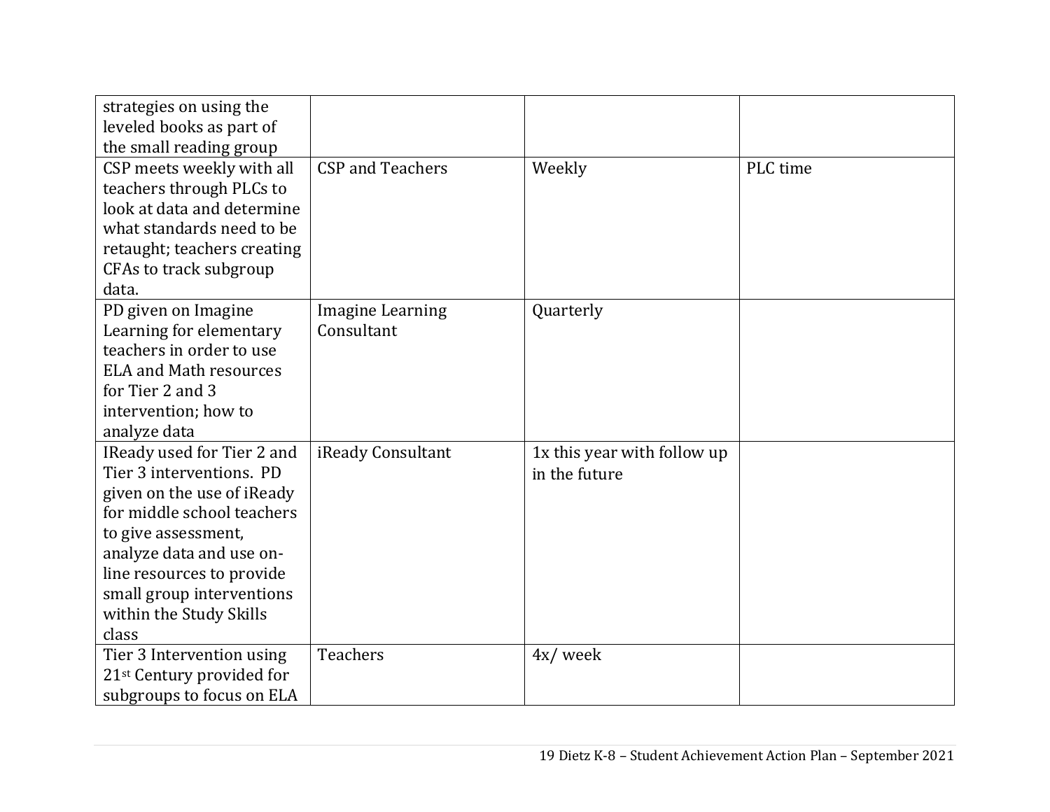| | | | |
|---|---|---|---|
| strategies on using the leveled books as part of the small reading group | | | |
| CSP meets weekly with all teachers through PLCs to look at data and determine what standards need to be retaught; teachers creating CFAs to track subgroup data. | CSP and Teachers | Weekly | PLC time |
| PD given on Imagine Learning for elementary teachers in order to use ELA and Math resources for Tier 2 and 3 intervention; how to analyze data | Imagine Learning Consultant | Quarterly | |
| IReady used for Tier 2 and Tier 3 interventions. PD given on the use of iReady for middle school teachers to give assessment, analyze data and use on-line resources to provide small group interventions within the Study Skills class | iReady Consultant | 1x this year with follow up in the future | |
| Tier 3 Intervention using 21st Century provided for subgroups to focus on ELA | Teachers | 4x/ week | |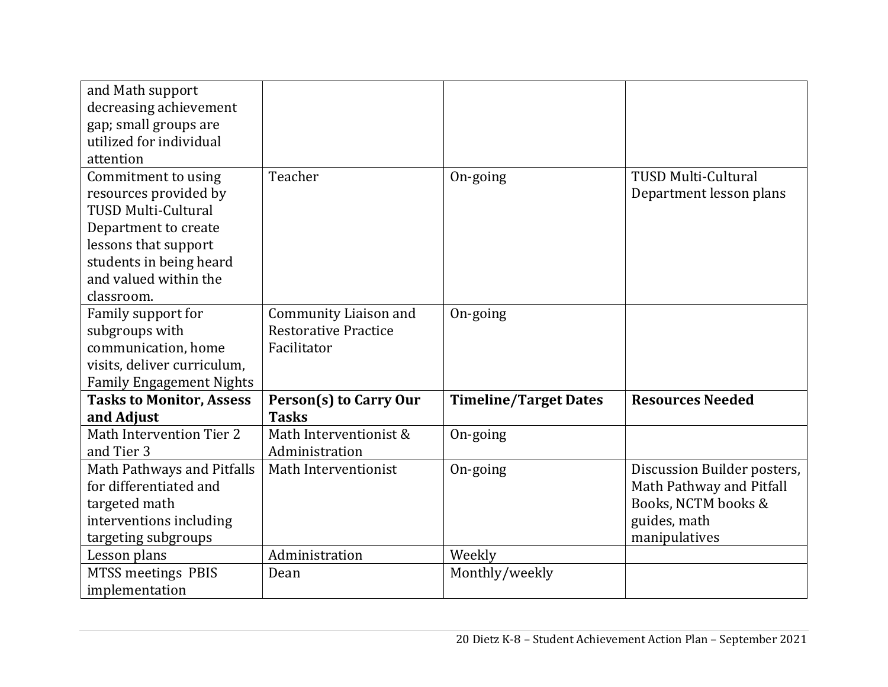| | | | |
|---|---|---|---|
| and Math support decreasing achievement gap; small groups are utilized for individual attention | | | |
| Commitment to using resources provided by TUSD Multi-Cultural Department to create lessons that support students in being heard and valued within the classroom. | Teacher | On-going | TUSD Multi-Cultural Department lesson plans |
| Family support for subgroups with communication, home visits, deliver curriculum, Family Engagement Nights | Community Liaison and Restorative Practice Facilitator | On-going | |
| **Tasks to Monitor, Assess and Adjust** | **Person(s) to Carry Our Tasks** | **Timeline/Target Dates** | **Resources Needed** |
| Math Intervention Tier 2 and Tier 3 | Math Interventionist & Administration | On-going | |
| Math Pathways and Pitfalls for differentiated and targeted math interventions including targeting subgroups | Math Interventionist | On-going | Discussion Builder posters, Math Pathway and Pitfall Books, NCTM books & guides, math manipulatives |
| Lesson plans | Administration | Weekly | |
| MTSS meetings PBIS implementation | Dean | Monthly/weekly | |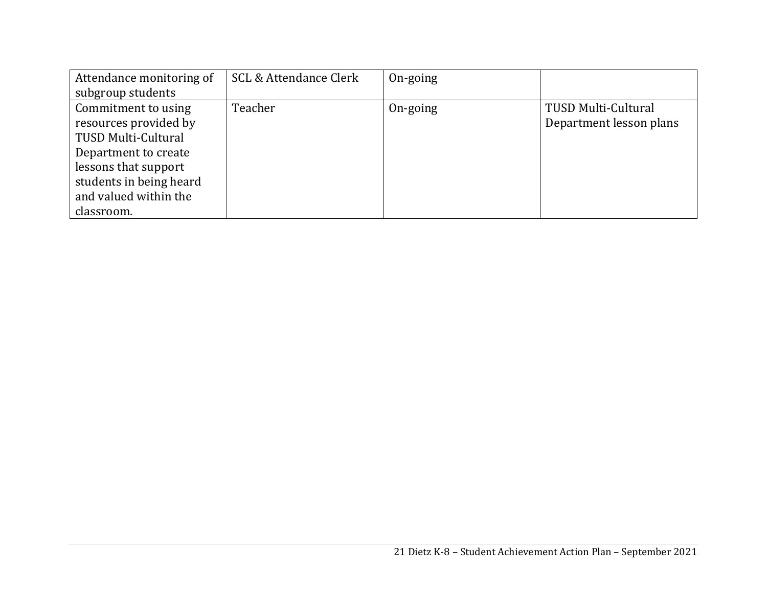| | | | |
|---|---|---|---|
| Attendance monitoring of subgroup students | SCL & Attendance Clerk | On-going | |
| Commitment to using resources provided by TUSD Multi-Cultural Department to create lessons that support students in being heard and valued within the classroom. | Teacher | On-going | TUSD Multi-Cultural Department lesson plans |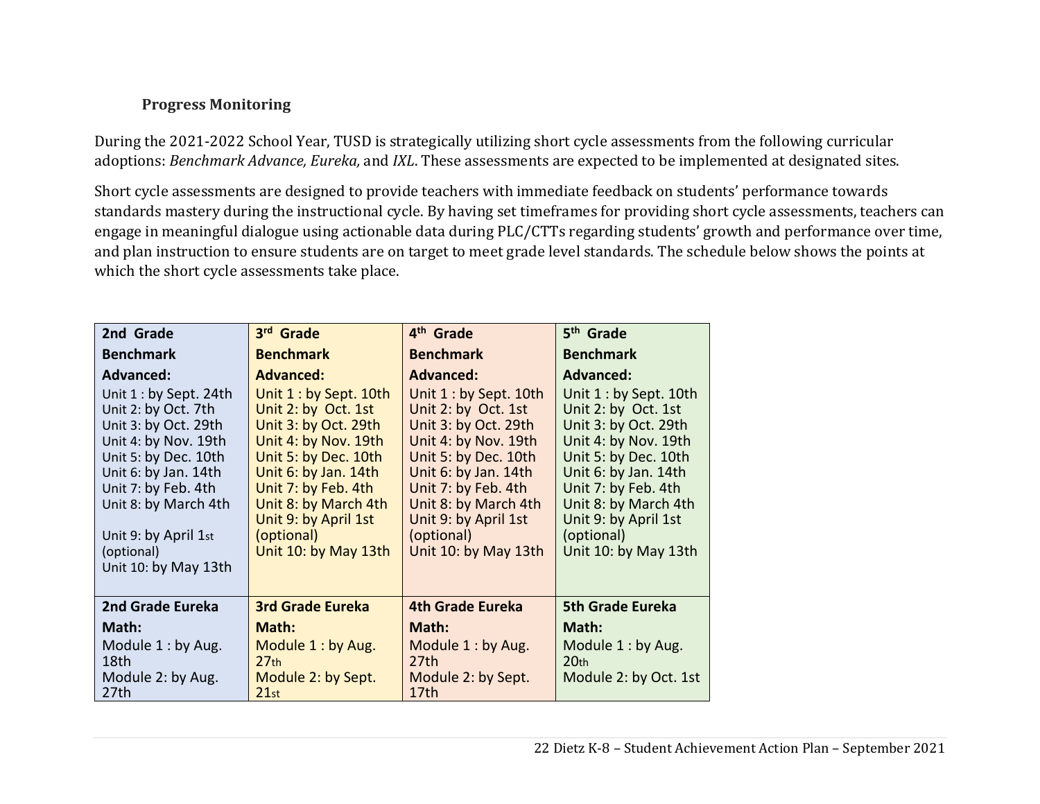### Progress Monitoring

During the 2021-2022 School Year, TUSD is strategically utilizing short cycle assessments from the following curricular adoptions: *Benchmark Advance, Eureka,* and *IXL*. These assessments are expected to be implemented at designated sites.

Short cycle assessments are designed to provide teachers with immediate feedback on students' performance towards standards mastery during the instructional cycle. By having set timeframes for providing short cycle assessments, teachers can engage in meaningful dialogue using actionable data during PLC/CTTs regarding students' growth and performance over time, and plan instruction to ensure students are on target to meet grade level standards. The schedule below shows the points at which the short cycle assessments take place.

| **2nd Grade Benchmark Advanced:** | **3rd Grade Benchmark Advanced:** | **4th Grade Benchmark Advanced:** | **5th Grade Benchmark Advanced:** |
|---|---|---|---|
| Unit 1 : by Sept. 24th<br>Unit 2: by Oct. 7th<br>Unit 3: by Oct. 29th<br>Unit 4: by Nov. 19th<br>Unit 5: by Dec. 10th<br>Unit 6: by Jan. 14th<br>Unit 7: by Feb. 4th<br>Unit 8: by March 4th<br>Unit 9: by April 1st (optional)<br>Unit 10: by May 13th | Unit 1 : by Sept. 10th<br>Unit 2: by Oct. 1st<br>Unit 3: by Oct. 29th<br>Unit 4: by Nov. 19th<br>Unit 5: by Dec. 10th<br>Unit 6: by Jan. 14th<br>Unit 7: by Feb. 4th<br>Unit 8: by March 4th<br>Unit 9: by April 1st (optional)<br>Unit 10: by May 13th | Unit 1 : by Sept. 10th<br>Unit 2: by Oct. 1st<br>Unit 3: by Oct. 29th<br>Unit 4: by Nov. 19th<br>Unit 5: by Dec. 10th<br>Unit 6: by Jan. 14th<br>Unit 7: by Feb. 4th<br>Unit 8: by March 4th<br>Unit 9: by April 1st (optional)<br>Unit 10: by May 13th | Unit 1 : by Sept. 10th<br>Unit 2: by Oct. 1st<br>Unit 3: by Oct. 29th<br>Unit 4: by Nov. 19th<br>Unit 5: by Dec. 10th<br>Unit 6: by Jan. 14th<br>Unit 7: by Feb. 4th<br>Unit 8: by March 4th<br>Unit 9: by April 1st (optional)<br>Unit 10: by May 13th |
| **2nd Grade Eureka Math:** | **3rd Grade Eureka Math:** | **4th Grade Eureka Math:** | **5th Grade Eureka Math:** |
| Module 1 : by Aug. 18th<br>Module 2: by Aug. 27th | Module 1 : by Aug. 27th<br>Module 2: by Sept. 21st | Module 1 : by Aug. 27th<br>Module 2: by Sept. 17th | Module 1 : by Aug. 20th<br>Module 2: by Oct. 1st |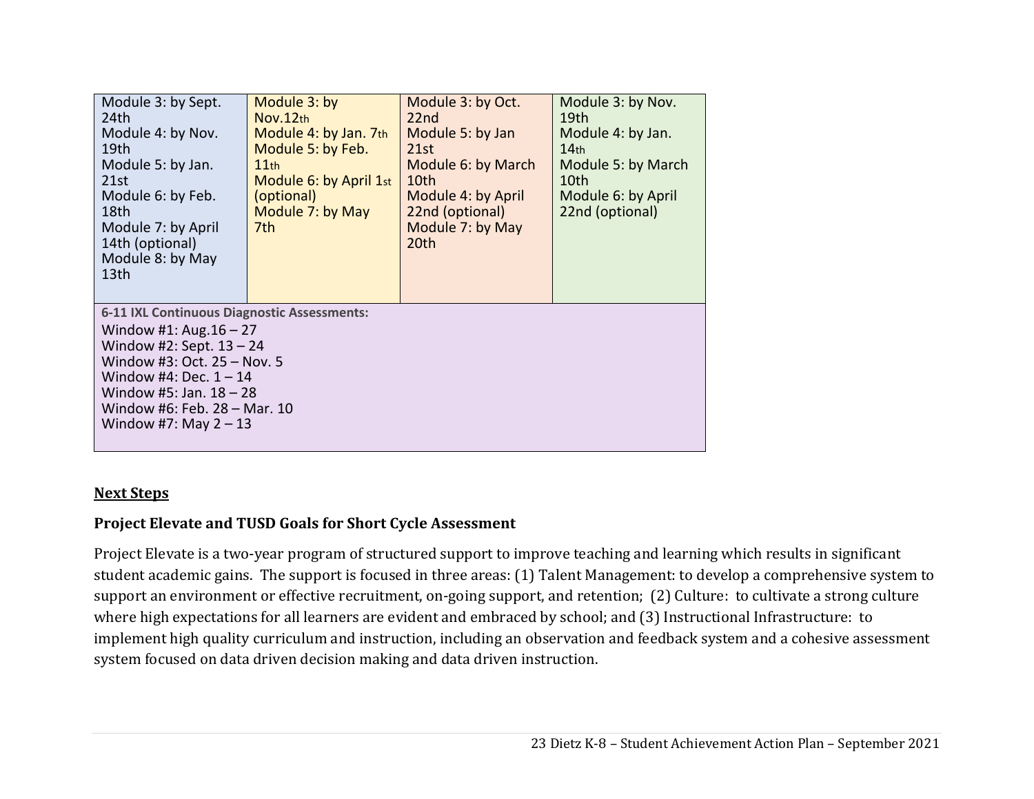| | | | |
|---|---|---|---|
| Module 3: by Sept. 24th<br>Module 4: by Nov. 19th<br>Module 5: by Jan. 21st<br>Module 6: by Feb. 18th<br>Module 7: by April 14th (optional)<br>Module 8: by May 13th | Module 3: by Nov.12th<br>Module 4: by Jan. 7th<br>Module 5: by Feb. 11th<br>Module 6: by April 1st (optional)<br>Module 7: by May 7th | Module 3: by Oct. 22nd<br>Module 5: by Jan 21st<br>Module 6: by March 10th<br>Module 4: by April 22nd (optional)<br>Module 7: by May 20th | Module 3: by Nov. 19th<br>Module 4: by Jan. 14th<br>Module 5: by March 10th<br>Module 6: by April 22nd (optional) |
| **6-11 IXL Continuous Diagnostic Assessments:**<br>Window #1: Aug.16 – 27<br>Window #2: Sept. 13 – 24<br>Window #3: Oct. 25 – Nov. 5<br>Window #4: Dec. 1 – 14<br>Window #5: Jan. 18 – 28<br>Window #6: Feb. 28 – Mar. 10<br>Window #7: May 2 – 13 | | | |

## Next Steps

### Project Elevate and TUSD Goals for Short Cycle Assessment

Project Elevate is a two-year program of structured support to improve teaching and learning which results in significant student academic gains. The support is focused in three areas: (1) Talent Management: to develop a comprehensive system to support an environment or effective recruitment, on-going support, and retention; (2) Culture: to cultivate a strong culture where high expectations for all learners are evident and embraced by school; and (3) Instructional Infrastructure: to implement high quality curriculum and instruction, including an observation and feedback system and a cohesive assessment system focused on data driven decision making and data driven instruction.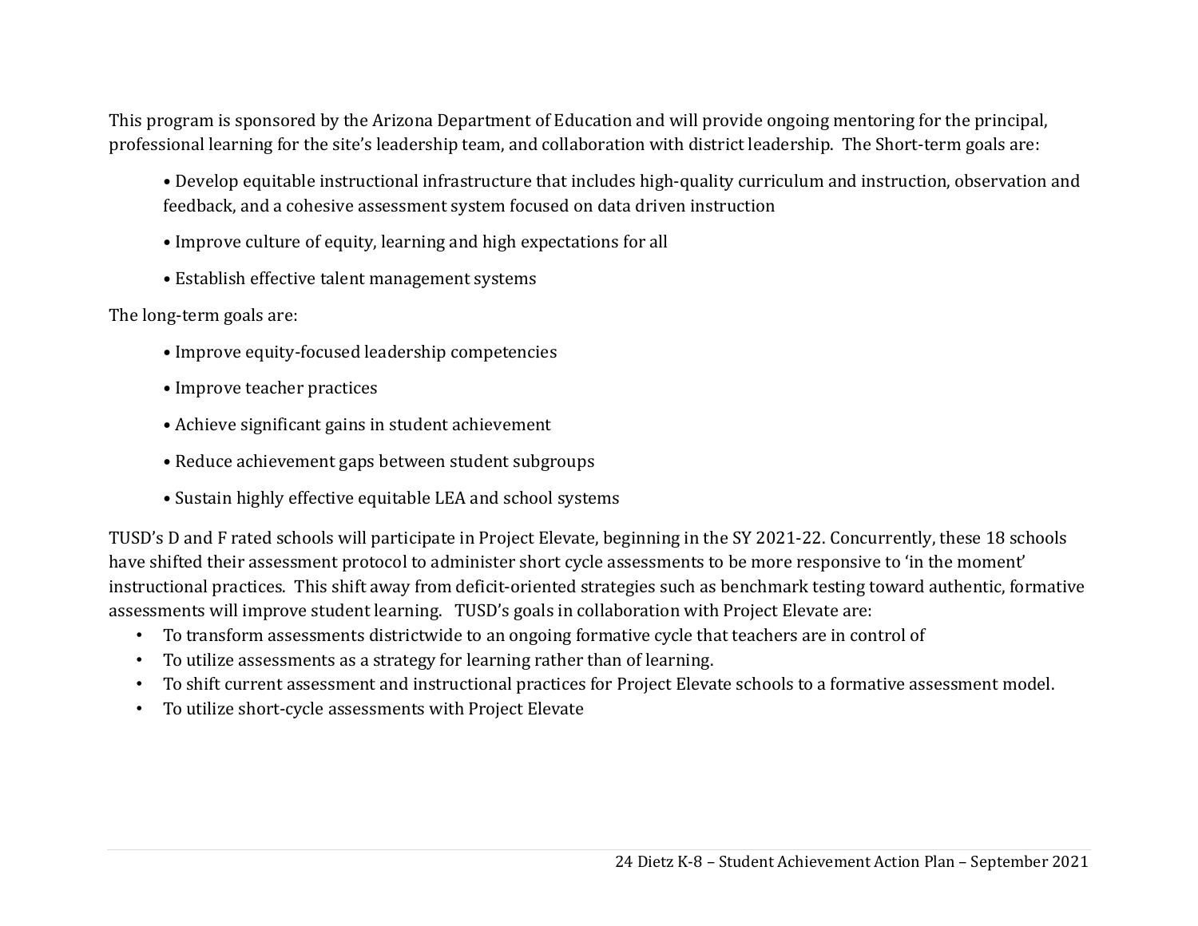This program is sponsored by the Arizona Department of Education and will provide ongoing mentoring for the principal, professional learning for the site's leadership team, and collaboration with district leadership. The Short-term goals are:

- Develop equitable instructional infrastructure that includes high-quality curriculum and instruction, observation and feedback, and a cohesive assessment system focused on data driven instruction
- Improve culture of equity, learning and high expectations for all
- Establish effective talent management systems

The long-term goals are:

- Improve equity-focused leadership competencies
- Improve teacher practices
- Achieve significant gains in student achievement
- Reduce achievement gaps between student subgroups
- Sustain highly effective equitable LEA and school systems

TUSD's D and F rated schools will participate in Project Elevate, beginning in the SY 2021-22. Concurrently, these 18 schools have shifted their assessment protocol to administer short cycle assessments to be more responsive to 'in the moment' instructional practices. This shift away from deficit-oriented strategies such as benchmark testing toward authentic, formative assessments will improve student learning. TUSD's goals in collaboration with Project Elevate are:

- To transform assessments districtwide to an ongoing formative cycle that teachers are in control of
- To utilize assessments as a strategy for learning rather than of learning.
- To shift current assessment and instructional practices for Project Elevate schools to a formative assessment model.
- To utilize short-cycle assessments with Project Elevate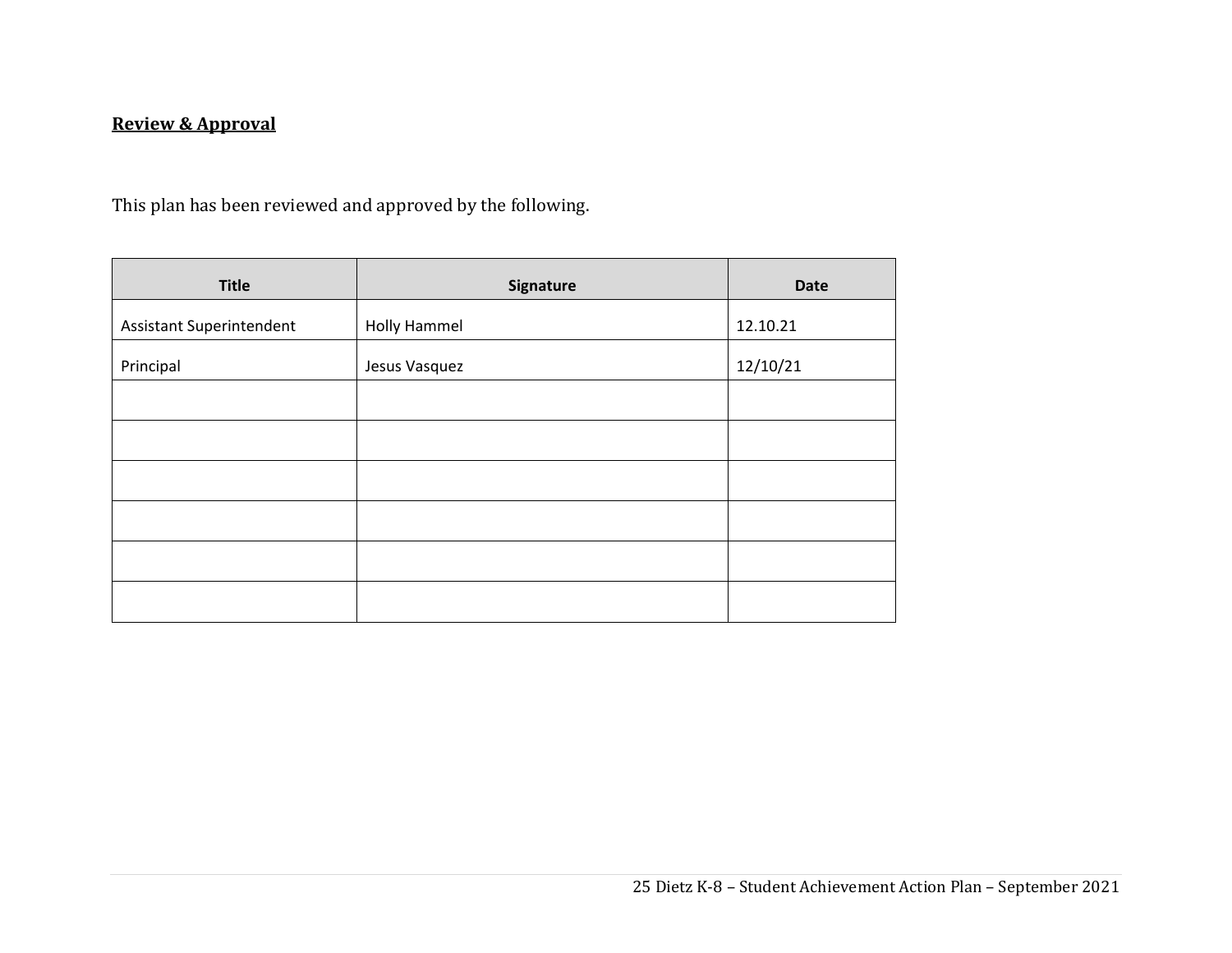**Review & Approval**

This plan has been reviewed and approved by the following.

| Title | Signature | Date |
| --- | --- | --- |
| Assistant Superintendent | Holly Hammel | 12.10.21 |
| Principal | Jesus Vasquez | 12/10/21 |
| | | |
| | | |
| | | |
| | | |
| | | |
| | | |